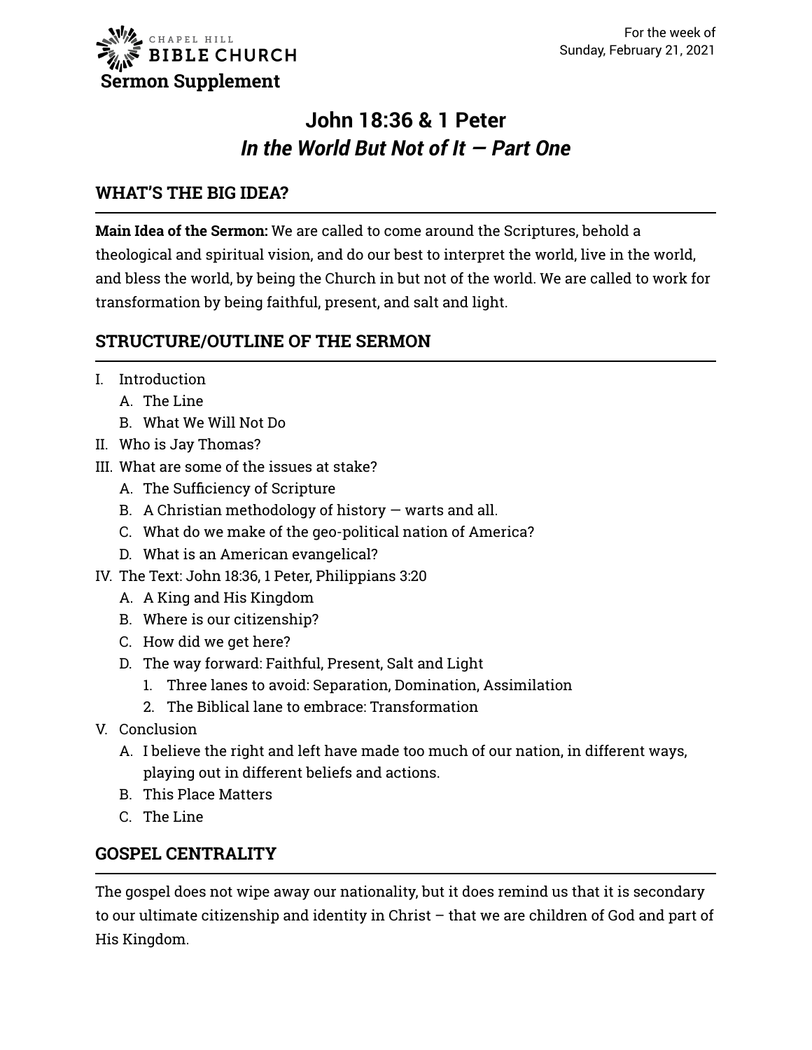CHAPEL HILL BIBLE CHURCH

**Sermon Supplement**

For the week of
Sunday, February 21, 2021

# John 18:36 & 1 Peter
# *In the World But Not of It — Part One*

## WHAT'S THE BIG IDEA?

**Main Idea of the Sermon:** We are called to come around the Scriptures, behold a theological and spiritual vision, and do our best to interpret the world, live in the world, and bless the world, by being the Church in but not of the world. We are called to work for transformation by being faithful, present, and salt and light.

## STRUCTURE/OUTLINE OF THE SERMON

I. Introduction
   A. The Line
   B. What We Will Not Do
II. Who is Jay Thomas?
III. What are some of the issues at stake?
   A. The Sufficiency of Scripture
   B. A Christian methodology of history — warts and all.
   C. What do we make of the geo-political nation of America?
   D. What is an American evangelical?
IV. The Text: John 18:36, 1 Peter, Philippians 3:20
   A. A King and His Kingdom
   B. Where is our citizenship?
   C. How did we get here?
   D. The way forward: Faithful, Present, Salt and Light
      1. Three lanes to avoid: Separation, Domination, Assimilation
      2. The Biblical lane to embrace: Transformation
V. Conclusion
   A. I believe the right and left have made too much of our nation, in different ways, playing out in different beliefs and actions.
   B. This Place Matters
   C. The Line

## GOSPEL CENTRALITY

The gospel does not wipe away our nationality, but it does remind us that it is secondary to our ultimate citizenship and identity in Christ – that we are children of God and part of His Kingdom.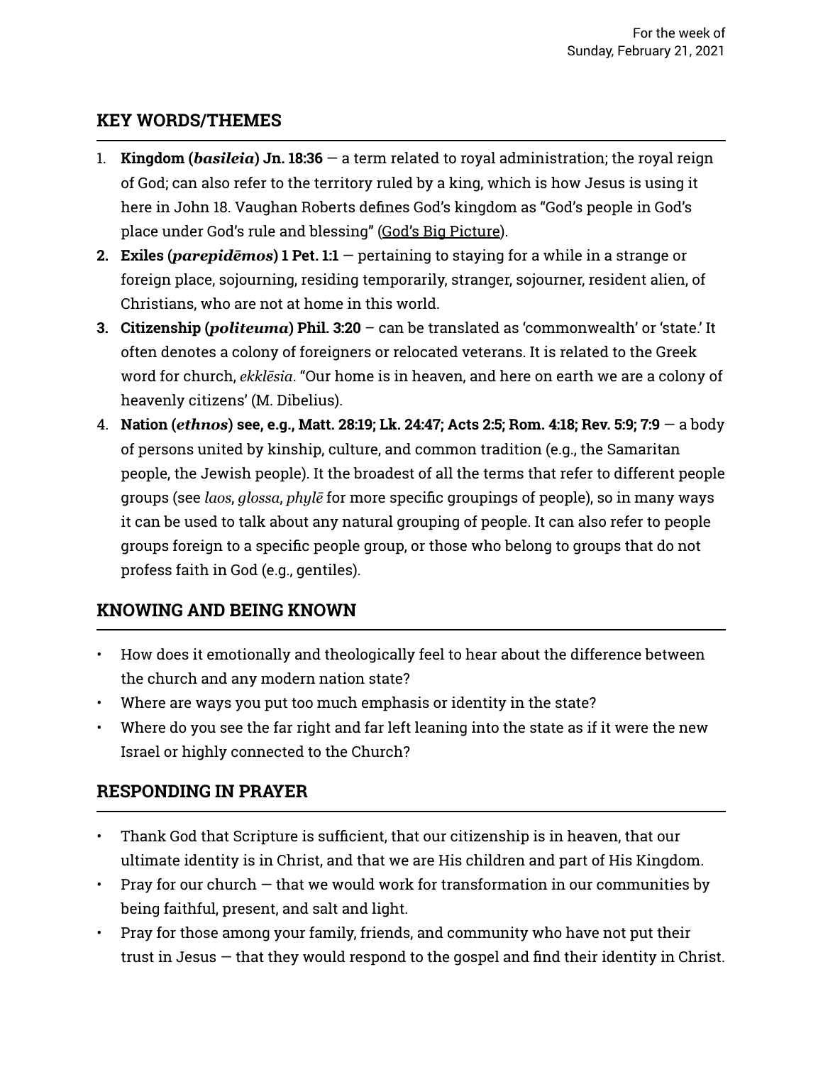For the week of
Sunday, February 21, 2021

## KEY WORDS/THEMES

1. **Kingdom (*basileia*) Jn. 18:36** — a term related to royal administration; the royal reign of God; can also refer to the territory ruled by a king, which is how Jesus is using it here in John 18. Vaughan Roberts defines God's kingdom as "God's people in God's place under God's rule and blessing" (God's Big Picture).
2. **Exiles (*parepidēmos*) 1 Pet. 1:1** — pertaining to staying for a while in a strange or foreign place, sojourning, residing temporarily, stranger, sojourner, resident alien, of Christians, who are not at home in this world.
3. **Citizenship (*politeuma*) Phil. 3:20** – can be translated as 'commonwealth' or 'state.' It often denotes a colony of foreigners or relocated veterans. It is related to the Greek word for church, *ekklēsia*. "Our home is in heaven, and here on earth we are a colony of heavenly citizens' (M. Dibelius).
4. **Nation (*ethnos*) see, e.g., Matt. 28:19; Lk. 24:47; Acts 2:5; Rom. 4:18; Rev. 5:9; 7:9** — a body of persons united by kinship, culture, and common tradition (e.g., the Samaritan people, the Jewish people). It the broadest of all the terms that refer to different people groups (see *laos*, *glossa*, *phylē* for more specific groupings of people), so in many ways it can be used to talk about any natural grouping of people. It can also refer to people groups foreign to a specific people group, or those who belong to groups that do not profess faith in God (e.g., gentiles).

## KNOWING AND BEING KNOWN

- How does it emotionally and theologically feel to hear about the difference between the church and any modern nation state?
- Where are ways you put too much emphasis or identity in the state?
- Where do you see the far right and far left leaning into the state as if it were the new Israel or highly connected to the Church?

## RESPONDING IN PRAYER

- Thank God that Scripture is sufficient, that our citizenship is in heaven, that our ultimate identity is in Christ, and that we are His children and part of His Kingdom.
- Pray for our church — that we would work for transformation in our communities by being faithful, present, and salt and light.
- Pray for those among your family, friends, and community who have not put their trust in Jesus — that they would respond to the gospel and find their identity in Christ.